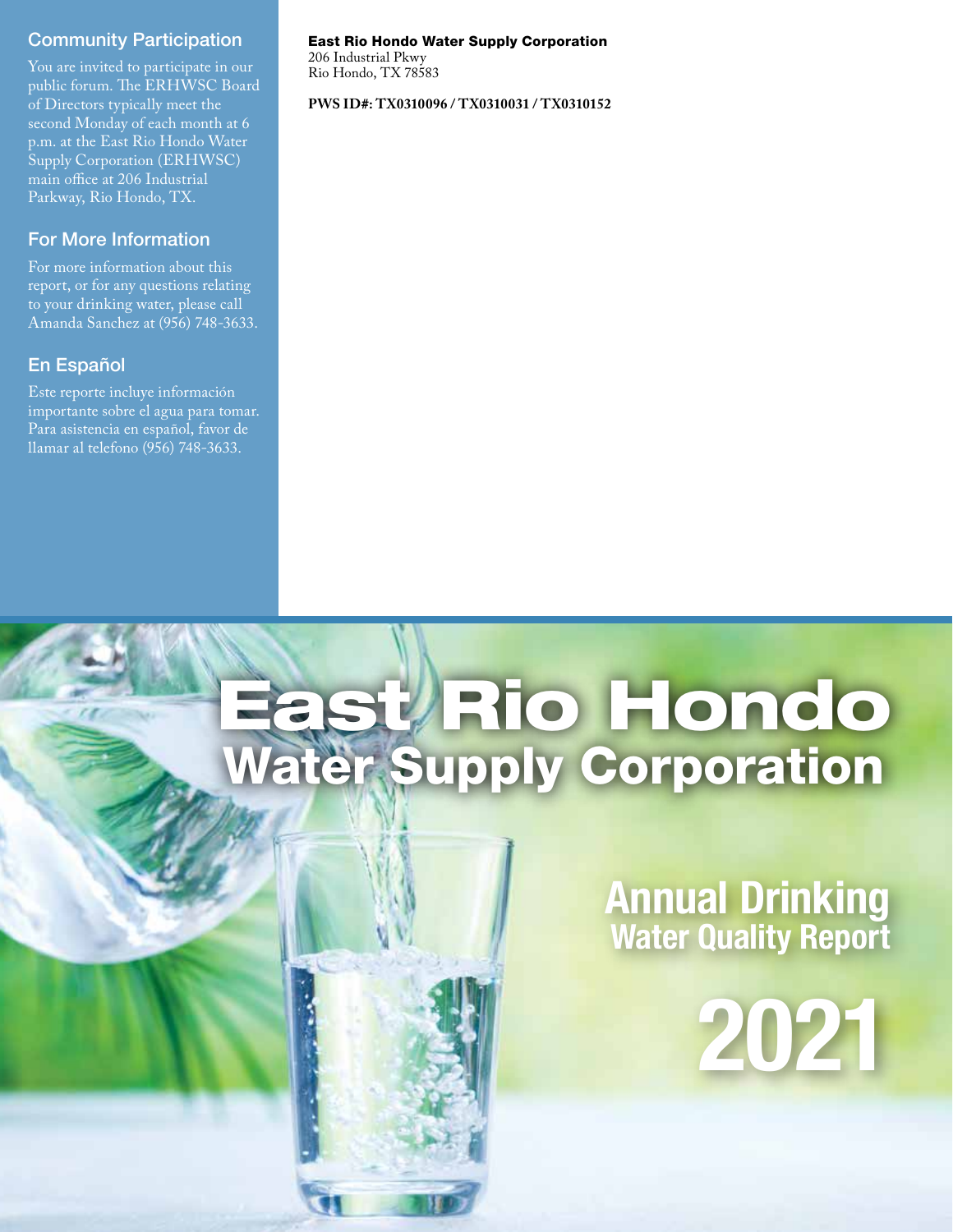## Community Participation

You are invited to participate in our public forum. The ERHWSC Board of Directors typically meet the second Monday of each month at 6 p.m. at the East Rio Hondo Water Supply Corporation (ERHWSC) main office at 206 Industrial Parkway, Rio Hondo, TX.

## For More Information

For more information about this report, or for any questions relating to your drinking water, please call Amanda Sanchez at (956) 748-3633.

## En Español

Este reporte incluye información importante sobre el agua para tomar. Para asistencia en español, favor de llamar al telefono (956) 748-3633.

**East Rio Hondo Water Supply Corporation**
206 Industrial Pkwy
Rio Hondo, TX 78583

**PWS ID#: TX0310096 / TX0310031 / TX0310152**

# East Rio Hondo Water Supply Corporation

## Annual Drinking Water Quality Report

# 2021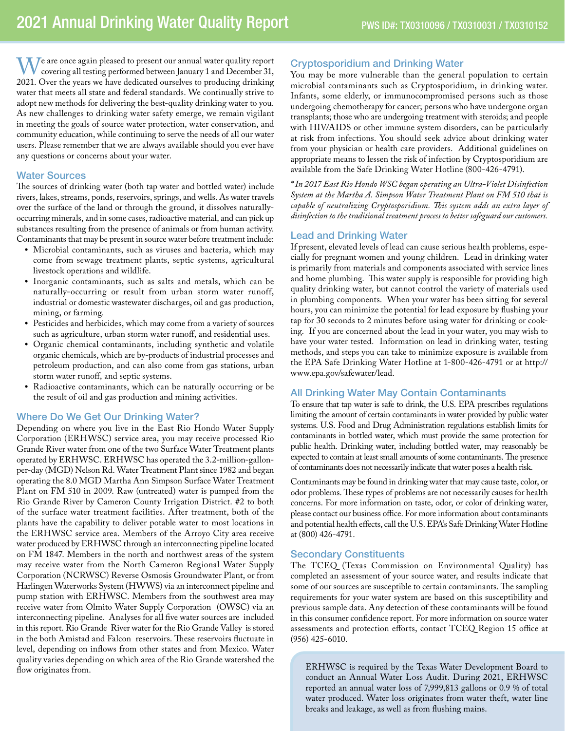# 2021 Annual Drinking Water Quality Report

PWS ID#: TX0310096 / TX0310031 / TX0310152

We are once again pleased to present our annual water quality report covering all testing performed between January 1 and December 31, 2021. Over the years we have dedicated ourselves to producing drinking water that meets all state and federal standards. We continually strive to adopt new methods for delivering the best-quality drinking water to you. As new challenges to drinking water safety emerge, we remain vigilant in meeting the goals of source water protection, water conservation, and community education, while continuing to serve the needs of all our water users. Please remember that we are always available should you ever have any questions or concerns about your water.

## Water Sources

The sources of drinking water (both tap water and bottled water) include rivers, lakes, streams, ponds, reservoirs, springs, and wells. As water travels over the surface of the land or through the ground, it dissolves naturally-occurring minerals, and in some cases, radioactive material, and can pick up substances resulting from the presence of animals or from human activity. Contaminants that may be present in source water before treatment include:

- Microbial contaminants, such as viruses and bacteria, which may come from sewage treatment plants, septic systems, agricultural livestock operations and wildlife.
- Inorganic contaminants, such as salts and metals, which can be naturally-occurring or result from urban storm water runoff, industrial or domestic wastewater discharges, oil and gas production, mining, or farming.
- Pesticides and herbicides, which may come from a variety of sources such as agriculture, urban storm water runoff, and residential uses.
- Organic chemical contaminants, including synthetic and volatile organic chemicals, which are by-products of industrial processes and petroleum production, and can also come from gas stations, urban storm water runoff, and septic systems.
- Radioactive contaminants, which can be naturally occurring or be the result of oil and gas production and mining activities.

## Where Do We Get Our Drinking Water?

Depending on where you live in the East Rio Hondo Water Supply Corporation (ERHWSC) service area, you may receive processed Rio Grande River water from one of the two Surface Water Treatment plants operated by ERHWSC. ERHWSC has operated the 3.2-million-gallon-per-day (MGD) Nelson Rd. Water Treatment Plant since 1982 and began operating the 8.0 MGD Martha Ann Simpson Surface Water Treatment Plant on FM 510 in 2009. Raw (untreated) water is pumped from the Rio Grande River by Cameron County Irrigation District. #2 to both of the surface water treatment facilities. After treatment, both of the plants have the capability to deliver potable water to most locations in the ERHWSC service area. Members of the Arroyo City area receive water produced by ERHWSC through an interconnecting pipeline located on FM 1847. Members in the north and northwest areas of the system may receive water from the North Cameron Regional Water Supply Corporation (NCRWSC) Reverse Osmosis Groundwater Plant, or from Harlingen Waterworks System (HWWS) via an interconnect pipeline and pump station with ERHWSC. Members from the southwest area may receive water from Olmito Water Supply Corporation (OWSC) via an interconnecting pipeline. Analyses for all five water sources are included in this report. Rio Grande River water for the Rio Grande Valley is stored in the both Amistad and Falcon reservoirs. These reservoirs fluctuate in level, depending on inflows from other states and from Mexico. Water quality varies depending on which area of the Rio Grande watershed the flow originates from.

## Cryptosporidium and Drinking Water

You may be more vulnerable than the general population to certain microbial contaminants such as Cryptosporidium, in drinking water. Infants, some elderly, or immunocompromised persons such as those undergoing chemotherapy for cancer; persons who have undergone organ transplants; those who are undergoing treatment with steroids; and people with HIV/AIDS or other immune system disorders, can be particularly at risk from infections. You should seek advice about drinking water from your physician or health care providers. Additional guidelines on appropriate means to lessen the risk of infection by Cryptosporidium are available from the Safe Drinking Water Hotline (800-426-4791).

*\* In 2017 East Rio Hondo WSC began operating an Ultra-Violet Disinfection System at the Martha A. Simpson Water Treatment Plant on FM 510 that is capable of neutralizing Cryptosporidium. This system adds an extra layer of disinfection to the traditional treatment process to better safeguard our customers.*

## Lead and Drinking Water

If present, elevated levels of lead can cause serious health problems, especially for pregnant women and young children. Lead in drinking water is primarily from materials and components associated with service lines and home plumbing. This water supply is responsible for providing high quality drinking water, but cannot control the variety of materials used in plumbing components. When your water has been sitting for several hours, you can minimize the potential for lead exposure by flushing your tap for 30 seconds to 2 minutes before using water for drinking or cooking. If you are concerned about the lead in your water, you may wish to have your water tested. Information on lead in drinking water, testing methods, and steps you can take to minimize exposure is available from the EPA Safe Drinking Water Hotline at 1-800-426-4791 or at http://www.epa.gov/safewater/lead.

## All Drinking Water May Contain Contaminants

To ensure that tap water is safe to drink, the U.S. EPA prescribes regulations limiting the amount of certain contaminants in water provided by public water systems. U.S. Food and Drug Administration regulations establish limits for contaminants in bottled water, which must provide the same protection for public health. Drinking water, including bottled water, may reasonably be expected to contain at least small amounts of some contaminants. The presence of contaminants does not necessarily indicate that water poses a health risk.

Contaminants may be found in drinking water that may cause taste, color, or odor problems. These types of problems are not necessarily causes for health concerns. For more information on taste, odor, or color of drinking water, please contact our business office. For more information about contaminants and potential health effects, call the U.S. EPA's Safe Drinking Water Hotline at (800) 426-4791.

## Secondary Constituents

The TCEQ (Texas Commission on Environmental Quality) has completed an assessment of your source water, and results indicate that some of our sources are susceptible to certain contaminants. The sampling requirements for your water system are based on this susceptibility and previous sample data. Any detection of these contaminants will be found in this consumer confidence report. For more information on source water assessments and protection efforts, contact TCEQ Region 15 office at (956) 425-6010.

ERHWSC is required by the Texas Water Development Board to conduct an Annual Water Loss Audit. During 2021, ERHWSC reported an annual water loss of 7,999,813 gallons or 0.9 % of total water produced. Water loss originates from water theft, water line breaks and leakage, as well as from flushing mains.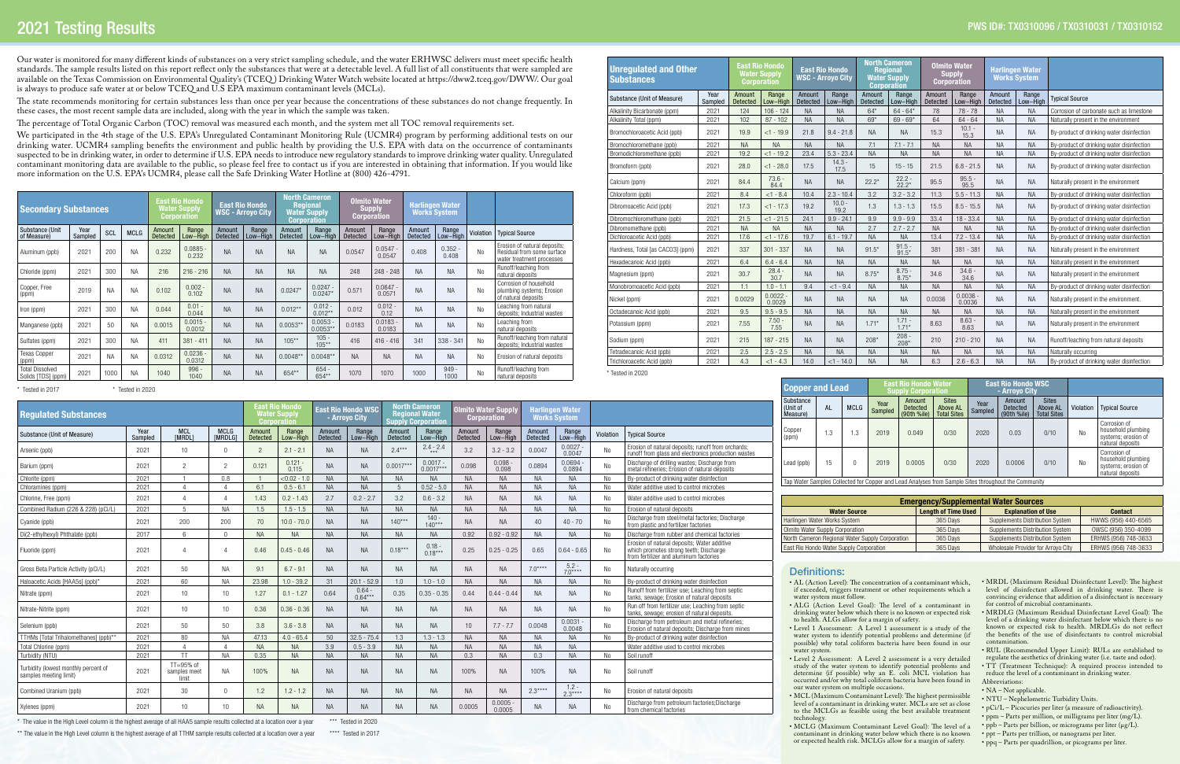# 2021 Testing Results

PWS ID#: TX0310096 / TX0310031 / TX0310152

Our water is monitored for many different kinds of substances on a very strict sampling schedule, and the water ERHWSC delivers must meet specific health standards. The sample results listed on this report reflect only the substances that were at a detectable level. A full list of all constituents that were sampled are available on the Texas Commission on Environmental Quality's (TCEQ) Drinking Water Watch website located at https://dww2.tceq.gov/DWW/. Our goal is always to produce safe water at or below TCEQ and U.S EPA maximum contaminant levels (MCLs).

The state recommends monitoring for certain substances less than once per year because the concentrations of these substances do not change frequently. In these cases, the most recent sample data are included, along with the year in which the sample was taken.

The percentage of Total Organic Carbon (TOC) removal was measured each month, and the system met all TOC removal requirements set.

We participated in the 4th stage of the U.S. EPA's Unregulated Contaminant Monitoring Rule (UCMR4) program by performing additional tests on our drinking water. UCMR4 sampling benefits the environment and public health by providing the U.S. EPA with data on the occurrence of contaminants suspected to be in drinking water, in order to determine if U.S. EPA needs to introduce new regulatory standards to improve drinking water quality. Unregulated contaminant monitoring data are available to the public, so please feel free to contact us if you are interested in obtaining that information. If you would like more information on the U.S. EPA's UCMR4, please call the Safe Drinking Water Hotline at (800) 426-4791.

## Secondary Substances

| | | | | East Rio Hondo Water Supply Corporation | | East Rio Hondo WSC - Arroyo City | | North Cameron Regional Water Supply Corporation | | Olmito Water Supply Corporation | | Harlingen Water Works System | | | |
|---|---|---|---|---|---|---|---|---|---|---|---|---|---|---|---|
| Substance (Unit of Measure) | Year Sampled | SCL | MCLG | Amount Detected | Range Low–High | Amount Detected | Range Low–High | Amount Detected | Range Low–High | Amount Detected | Range Low–High | Amount Detected | Range Low–High | Violation | Typical Source |
| Aluminum (ppb) | 2021 | 200 | NA | 0.232 | 0.0885 - 0.232 | NA | NA | NA | NA | 0.0547 | 0.0547 - 0.0547 | 0.408 | 0.352 - 0.408 | No | Erosion of natural deposits; Residual from some surface water treatment processes |
| Chloride (ppm) | 2021 | 300 | NA | 216 | 216 - 216 | NA | NA | NA | NA | 248 | 248 - 248 | NA | NA | No | Runoff/leaching from natural deposits |
| Copper, Free (ppm) | 2019 | NA | NA | 0.102 | 0.002 - 0.102 | NA | NA | 0.0247* | 0.0247 - 0.0247* | 0.571 | 0.0647 - 0.0571 | NA | NA | No | Corrosion of household plumbing systems; Erosion of natural deposits |
| Iron (ppm) | 2021 | 300 | NA | 0.044 | 0.01 - 0.044 | NA | NA | 0.012** | 0.012 - 0.012** | 0.012 | 0.012 - 0.12 | NA | NA | No | Leaching from natural deposits; Industrial wastes |
| Manganese (ppb) | 2021 | 50 | NA | 0.0015 | 0.0015 - 0.0012 | NA | NA | 0.0053** | 0.0053 - 0.0053** | 0.0183 | 0.0183 - 0.0183 | NA | NA | No | Leaching from natural deposits |
| Sulfates (ppm) | 2021 | 300 | NA | 411 | 381 - 411 | NA | NA | 105** | 105 - 105** | 416 | 416 - 416 | 341 | 338 - 341 | No | Runoff/leaching from natural deposits; Industrial wastes |
| Texas Copper (ppm) | 2021 | NA | NA | 0.0312 | 0.0236 - 0.0312 | NA | NA | 0.0048** | 0.0048** | NA | NA | NA | NA | No | Erosion of natural deposits |
| Total Dissolved Solids [TDS] (ppm) | 2021 | 1000 | NA | 1040 | 996 - 1040 | NA | NA | 654** | 654 - 654** | 1070 | 1070 | 1000 | 949 - 1000 | No | Runoff/leaching from natural deposits |

\* Tested in 2017 &nbsp;&nbsp;&nbsp; \* Tested in 2020

## Regulated Substances

| | | | | East Rio Hondo Water Supply Corporation | | East Rio Hondo WSC - Arroyo City | | North Cameron Regional Water Supply Corporation | | Olmito Water Supply Corporation | | Harlingen Water Works System | | | |
|---|---|---|---|---|---|---|---|---|---|---|---|---|---|---|---|
| Substance (Unit of Measure) | Year Sampled | MCL [MRDL] | MCLG [MRDLG] | Amount Detected | Range Low–High | Amount Detected | Range Low–High | Amount Detected | Range Low–High | Amount Detected | Range Low–High | Amount Detected | Range Low–High | Violation | Typical Source |
| Arsenic (ppb) | 2021 | 10 | 0 | 2 | 2.1 - 2.1 | NA | NA | 2.4*** | 2.4 - 2.4 *** | 3.2 | 3.2 - 3.2 | 0.0047 | 0.0027 - 0.0047 | No | Erosion of natural deposits; runoff from orchards; runoff from glass and electronics production wastes |
| Barium (ppm) | 2021 | 2 | 2 | 0.121 | 0.121 - 0.115 | NA | NA | 0.0017*** | 0.0017 - 0.0017*** | 0.098 | 0.098 - 0.098 | 0.0894 | 0.0694 - 0.0894 | No | Discharge of drilling wastes; Discharge from metal refineries; Erosion of natural deposits |
| Chlorite (ppm) | 2021 | 1 | 0.8 | 1 | <0.02 - 1.0 | NA | NA | NA | NA | NA | NA | NA | NA | No | By-product of drinking water disinfection |
| Chloramines (ppm) | 2021 | 4 | 4 | 6.1 | 0.5 - 6.1 | NA | NA | 5 | 0.52 - 5.0 | NA | NA | NA | NA | No | Water additive used to control microbes |
| Chlorine, Free (ppm) | 2021 | 4 | 4 | 1.43 | 0.2 - 1.43 | 2.7 | 0.2 - 2.7 | 3.2 | 0.6 - 3.2 | NA | NA | NA | NA | No | Water additive used to control microbes |
| Combined Radium (226 & 228) (pCi/L) | 2021 | 5 | NA | 1.5 | 1.5 - 1.5 | NA | NA | NA | NA | NA | NA | NA | NA | No | Erosion of natural deposits |
| Cyanide (ppb) | 2021 | 200 | 200 | 70 | 10.0 - 70.0 | NA | NA | 140*** | 140 - 140*** | NA | NA | 40 | 40 - 70 | No | Discharge from steel/metal factories; Discharge from plastic and fertilizer factories |
| Di(2-ethylhexyl) Phthalate (ppb) | 2017 | 6 | 0 | NA | NA | NA | NA | NA | NA | 0.92 | 0.92 - 0.92 | NA | NA | No | Discharge from rubber and chemical factories |
| Fluoride (ppm) | 2021 | 4 | 4 | 0.46 | 0.45 - 0.46 | NA | NA | 0.18*** | 0.18 - 0.18*** | 0.25 | 0.25 - 0.25 | 0.65 | 0.64 - 0.65 | No | Erosion of natural deposits; Water additive which promotes strong teeth; Discharge from fertilizer and aluminum factories |
| Gross Beta Particle Activity (pCi/L) | 2021 | 50 | NA | 9.1 | 6.7 - 9.1 | NA | NA | NA | NA | NA | NA | 7.0**** | 5.2 - 7.0**** | No | Naturally occurring |
| Haloacetic Acids [HAA5s] (ppb)* | 2021 | 60 | NA | 23.98 | 1.0 - 39.2 | 31 | 20.1 - 52.9 | 1.0 | 1.0 - 1.0 | NA | NA | NA | NA | No | By-product of drinking water disinfection |
| Nitrate (ppm) | 2021 | 10 | 10 | 1.27 | 0.1 - 1.27 | 0.64 | 0.64 - 0.64*** | 0.35 | 0.35 - 0.35 | 0.44 | 0.44 - 0.44 | NA | NA | No | Runoff from fertilizer use; Leaching from septic tanks, sewage; Erosion of natural deposits |
| Nitrate-Nitrite (ppm) | 2021 | 10 | 10 | 0.36 | 0.36 - 0.36 | NA | NA | NA | NA | NA | NA | NA | NA | No | Run off from fertilizer use; Leaching from septic tanks, sewage; erosion of natural deposits. |
| Selenium (ppb) | 2021 | 50 | 50 | 3.8 | 3.6 - 3.8 | NA | NA | NA | NA | 10 | 7.7 - 7.7 | 0.0048 | 0.0031 - 0.0048 | No | Discharge from petroleum and metal refineries; Erosion of natural deposits; Discharge from mines |
| TTHMs [Total Trihalomethanes] (ppb)** | 2021 | 80 | NA | 47.13 | 4.0 - 65.4 | 50 | 32.5 - 75.4 | 1.3 | 1.3 - 1.3 | NA | NA | NA | NA | No | By-product of drinking water disinfection |
| Total Chlorine (ppm) | 2021 | 4 | 4 | NA | NA | 3.9 | 0.5 - 3.9 | NA | NA | NA | NA | NA | NA | No | Water additive used to control microbes |
| Turbidity (NTU) | 2021 | TT | NA | 0.35 | NA | NA | NA | NA | NA | 0.3 | NA | 0.3 | NA | No | Soil runoff |
| Turbidity (lowest monthly percent of samples meeting limit) | 2021 | TT=95% of samples meet limit | NA | 100% | NA | NA | NA | NA | NA | 100% | NA | 100% | NA | No | Soil runoff |
| Combined Uranium (ppb) | 2021 | 30 | 0 | 1.2 | 1.2 - 1.2 | NA | NA | NA | NA | NA | NA | 2.3**** | 1.2 - 2.3**** | No | Erosion of natural deposits |
| Xylenes (ppm) | 2021 | 10 | 10 | NA | NA | NA | NA | NA | NA | 0.0005 | 0.0005 - 0.0005 | NA | NA | No | Discharge from petroleum factories;Discharge from chemical factories |

\* The value in the High Level column is the highest average of all HAA5 sample results collected at a location over a year &nbsp;&nbsp;&nbsp; \*\*\* Tested in 2020

\*\* The value in the High Level column is the highest average of all TTHM sample results collected at a location over a year &nbsp;&nbsp;&nbsp; \*\*\*\* Tested in 2017

## Unregulated and Other Substances

| | | East Rio Hondo Water Supply Corporation | | East Rio Hondo WSC - Arroyo City | | North Cameron Regional Water Supply Corporation | | Olmito Water Supply Corporation | | Harlingen Water Works System | | |
|---|---|---|---|---|---|---|---|---|---|---|---|---|
| Substance (Unit of Measure) | Year Sampled | Amount Detected | Range Low–High | Amount Detected | Range Low–High | Amount Detected | Range Low–High | Amount Detected | Range Low–High | Amount Detected | Range Low–High | Typical Source |
| Alkalinity Bicarbonate (ppm) | 2021 | 124 | 106 - 124 | NA | NA | 64* | 64 - 64* | 78 | 78 - 78 | NA | NA | Corrosion of carbonate such as limestone |
| Alkalinity Total (ppm) | 2021 | 102 | 87 - 102 | NA | NA | 69* | 69 - 69* | 64 | 64 - 64 | NA | NA | Naturally present in the environment |
| Bromochloroacetic Acid (ppb) | 2021 | 19.9 | <1 - 19.9 | 21.8 | 9.4 - 21.8 | NA | NA | 15.3 | 10.1 - 15.3 | NA | NA | By-product of drinking water disinfection |
| Bromochloromethane (ppb) | 2021 | NA | NA | NA | NA | 7.1 | 7.1 - 7.1 | NA | NA | NA | NA | By-product of drinking water disinfection |
| Bromodichloromethane (ppb) | 2021 | 19.2 | <1 - 19.2 | 23.4 | 5.3 - 23.4 | NA | NA | NA | NA | NA | NA | By-product of drinking water disinfection |
| Bromoform (ppb) | 2021 | 28.0 | <1 - 28.0 | 17.5 | 14.3 - 17.5 | 15 | 15 - 15 | 21.5 | 6.8 - 21.5 | NA | NA | By-product of drinking water disinfection |
| Calcium (ppm) | 2021 | 84.4 | 73.6 - 84.4 | NA | NA | 22.2* | 22.2 - 22.2* | 95.5 | 95.5 - 95.5 | NA | NA | Naturally present in the environment |
| Chloroform (ppb) | 2021 | 8.4 | <1 - 8.4 | 10.4 | 2.3 - 10.4 | 3.2 | 3.2 - 3.2 | 11.3 | 5.5 - 11.3 | NA | NA | By-product of drinking water disinfection |
| Dibromoacetic Acid (ppb) | 2021 | 17.3 | <1 - 17.3 | 19.2 | 10.0 - 19.2 | 1.3 | 1.3 - 1.3 | 15.5 | 8.5 - 15.5 | NA | NA | By-product of drinking water disinfection |
| Dibromochloromethane (ppb) | 2021 | 21.5 | <1 - 21.5 | 24.1 | 9.9 - 24.1 | 9.9 | 9.9 - 9.9 | 33.4 | 18 - 33.4 | NA | NA | By-product of drinking water disinfection |
| Dibromomethane (ppb) | 2021 | NA | NA | NA | NA | 2.7 | 2.7 - 2.7 | NA | NA | NA | NA | By-product of drinking water disinfection |
| Dichloroacetic Acid (ppb) | 2021 | 17.6 | <1 - 17.6 | 19.7 | 6.1 - 19.7 | NA | NA | 13.4 | 7.2 - 13.4 | NA | NA | By-product of drinking water disinfection |
| Hardness, Total [as CaCO3] (ppm) | 2021 | 337 | 301 - 337 | NA | NA | 91.5* | 91.5 - 91.5* | 381 | 381 - 381 | NA | NA | Naturally present in the environment |
| Hexadecanoic Acid (ppb) | 2021 | 6.4 | 6.4 - 6.4 | NA | NA | NA | NA | NA | NA | NA | NA | Naturally present in the environment |
| Magnesium (ppm) | 2021 | 30.7 | 28.4 - 30.7 | NA | NA | 8.75* | 8.75 - 8.75* | 34.6 | 34.6 - 34.6 | NA | NA | Naturally present in the environment |
| Monobromoacetic Acid (ppb) | 2021 | 1.1 | 1.0 - 1.1 | 9.4 | <1 - 9.4 | NA | NA | NA | NA | NA | NA | By-product of drinking water disinfection |
| Nickel (ppm) | 2021 | 0.0029 | 0.0022 - 0.0029 | NA | NA | NA | NA | 0.0036 | 0.0036 - 0.0036 | NA | NA | Naturally present in the environment. |
| Octadecanoic Acid (ppb) | 2021 | 9.5 | 9.5 - 9.5 | NA | NA | NA | NA | NA | NA | NA | NA | Naturally present in the environment |
| Potassium (ppm) | 2021 | 7.55 | 7.50 - 7.55 | NA | NA | 1.71* | 1.71 - 1.71* | 8.63 | 8.63 - 8.63 | NA | NA | Naturally present in the environment |
| Sodium (ppm) | 2021 | 215 | 187 - 215 | NA | NA | 208* | 208 - 208* | 210 | 210 - 210 | NA | NA | Runoff/leaching from natural deposits |
| Tetradecanoic Acid (ppb) | 2021 | 2.5 | 2.5 - 2.5 | NA | NA | NA | NA | NA | NA | NA | NA | Naturally occurring |
| Trichloroacetic Acid (ppb) | 2021 | 4.3 | <1 - 4.3 | 14.0 | <1 - 14.0 | NA | NA | 6.3 | 2.6 - 6.3 | NA | NA | By-product of drinking water disinfection |

\* Tested in 2020

## Copper and Lead

| | | | East Rio Hondo Water Supply Corporation | | | East Rio Hondo WSC - Arroyo City | | | | |
|---|---|---|---|---|---|---|---|---|---|---|
| Substance (Unit of Measure) | AL | MCLG | Year Sampled | Amount Detected (90th %ile) | Sites Above AL Total Sites | Year Sampled | Amount Detected (90th %ile) | Sites Above AL Total Sites | Violation | Typical Source |
| Copper (ppm) | 1.3 | 1.3 | 2019 | 0.049 | 0/30 | 2020 | 0.03 | 0/10 | No | Corrosion of household plumbing systems; erosion of natural deposits |
| Lead (ppb) | 15 | 0 | 2019 | 0.0005 | 0/30 | 2020 | 0.0006 | 0/10 | No | Corrosion of household plumbing systems; erosion of natural deposits |

Tap Water Samples Collected for Copper and Lead Analyses from Sample Sites throughout the Community

## Emergency/Supplemental Water Sources

| Water Source | Length of Time Used | Explanation of Use | Contact |
|---|---|---|---|
| Harlingen Water Works System | 365 Days | Supplements Distribution System | HWWS (956) 440-6565 |
| Olmito Water Supply Corporation | 365 Days | Supplements Distribution System | OWSC (956) 350-4099 |
| North Cameron Regional Water Supply Corporation | 365 Days | Supplements Distribution System | ERHWS (956) 748-3633 |
| East Rio Hondo Water Supply Corporation | 365 Days | Wholesale Provider for Arroyo City | ERHWS (956) 748-3633 |

## Definitions:

- AL (Action Level): The concentration of a contaminant which, if exceeded, triggers treatment or other requirements which a water system must follow.
- ALG (Action Level Goal): The level of a contaminant in drinking water below which there is no known or expected risk to health. ALGs allow for a margin of safety.
- Level 1 Assessment: A Level 1 assessment is a study of the water system to identify potential problems and determine (if possible) why total coliform bacteria have been found in our water system.
- Level 2 Assessment: A Level 2 assessment is a very detailed study of the water system to identify potential problems and determine (if possible) why an E. coli MCL violation has occurred and/or why total coliform bacteria have been found in our water system on multiple occasions.
- MCL (Maximum Contaminant Level): The highest permissible level of a contaminant in drinking water. MCLs are set as close to the MCLGs as feasible using the best available treatment technology.
- MCLG (Maximum Contaminant Level Goal): The level of a contaminant in drinking water below which there is no known or expected health risk. MCLGs allow for a margin of safety.
- MRDL (Maximum Residual Disinfectant Level): The highest level of disinfectant allowed in drinking water. There is convincing evidence that addition of a disinfectant is necessary for control of microbial contaminants.
- MRDLG (Maximum Residual Disinfectant Level Goal): The level of a drinking water disinfectant below which there is no known or expected risk to health. MRDLGs do not reflect the benefits of the use of disinfectants to control microbial contamination.
- RUL (Recommended Upper Limit): RULs are established to regulate the aesthetics of drinking water (i.e. taste and odor).
- TT (Treatment Technique): A required process intended to reduce the level of a contaminant in drinking water.

Abbreviations:

- NA – Not applicable.
- NTU – Nephelometric Turbidity Units.
- pCi/L – Picocuries per liter (a measure of radioactivity).
- ppm – Parts per million, or milligrams per liter (mg/L).
- ppb – Parts per billion, or micrograms per liter (μg/L).
- ppt – Parts per trillion, or nanograms per liter.
- ppq – Parts per quadrillion, or picograms per liter.